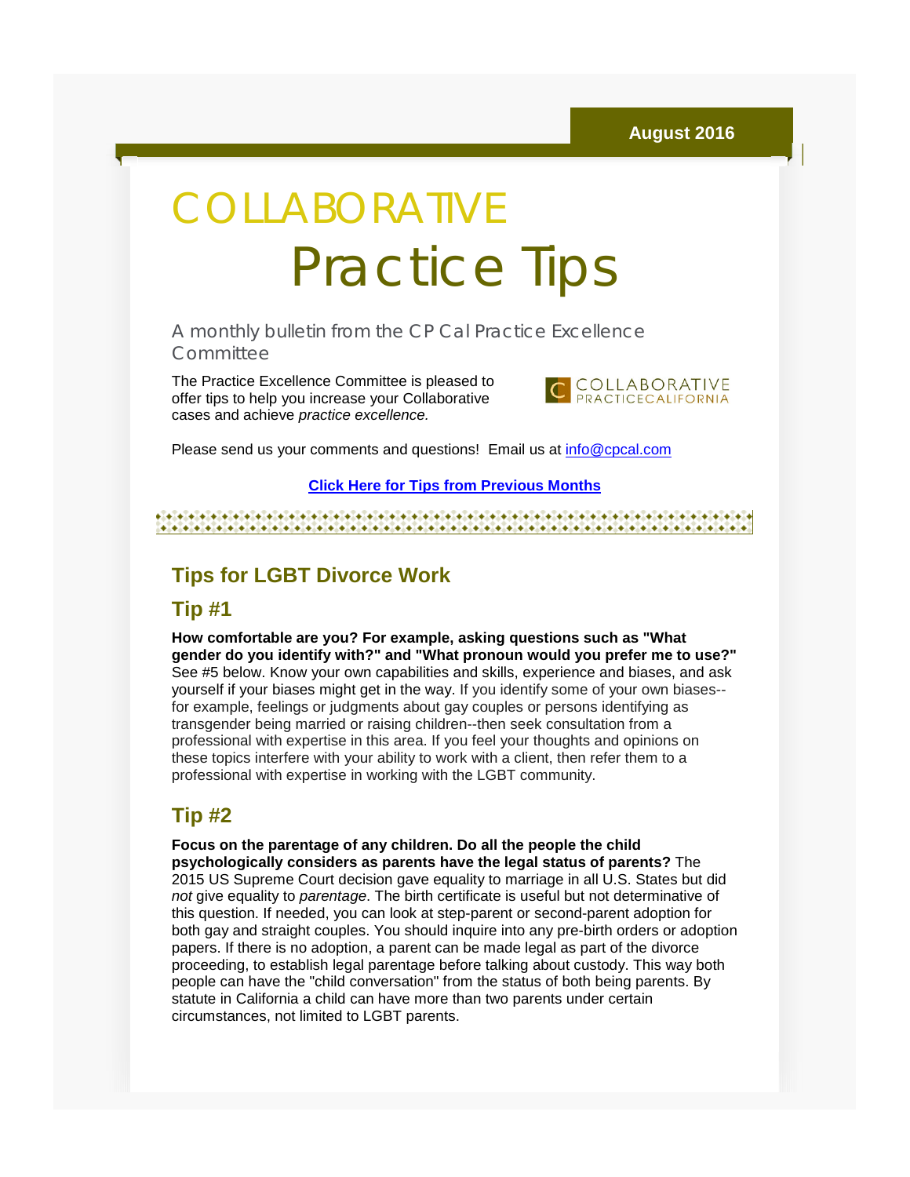August 2016

# COLLABORATIVE Practice Tips

A monthly bulletin from the CP Cal Practice Excellence Committee

The Practice Excellence Committee is pleased to offer tips to help you increase your Collaborative cases and achieve *practice excellence.*

COLLABORATIVE PRACTICECALIFORNIA

Please send us your comments and questions!  Email us at info@cpcal.com

**Click Here for Tips from Previous Months**

## Tips for LGBT Divorce Work

### Tip #1

**How comfortable are you? For example, asking questions such as "What gender do you identify with?" and "What pronoun would you prefer me to use?"** See #5 below. Know your own capabilities and skills, experience and biases, and ask yourself if your biases might get in the way. If you identify some of your own biases--for example, feelings or judgments about gay couples or persons identifying as transgender being married or raising children--then seek consultation from a professional with expertise in this area. If you feel your thoughts and opinions on these topics interfere with your ability to work with a client, then refer them to a professional with expertise in working with the LGBT community.

### Tip #2

**Focus on the parentage of any children. Do all the people the child psychologically considers as parents have the legal status of parents?** The 2015 US Supreme Court decision gave equality to marriage in all U.S. States but did *not* give equality to *parentage*. The birth certificate is useful but not determinative of this question. If needed, you can look at step-parent or second-parent adoption for both gay and straight couples. You should inquire into any pre-birth orders or adoption papers. If there is no adoption, a parent can be made legal as part of the divorce proceeding, to establish legal parentage before talking about custody. This way both people can have the "child conversation" from the status of both being parents. By statute in California a child can have more than two parents under certain circumstances, not limited to LGBT parents.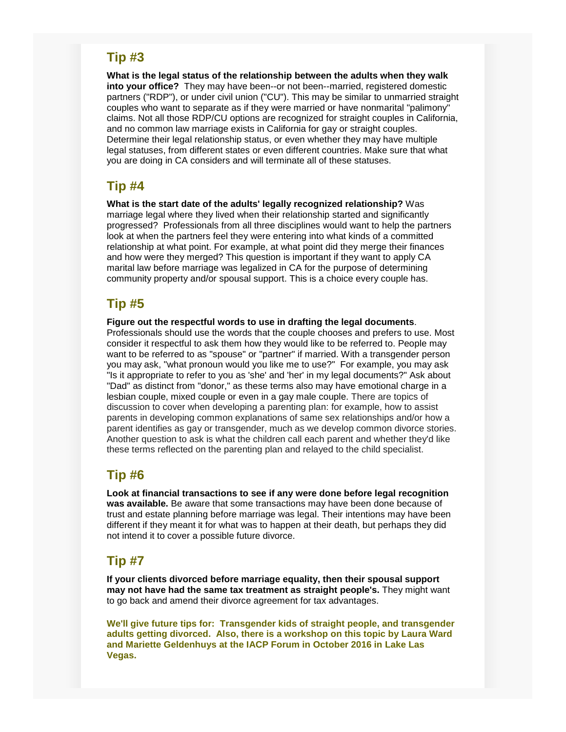## Tip #3

**What is the legal status of the relationship between the adults when they walk into your office?** They may have been--or not been--married, registered domestic partners ("RDP"), or under civil union ("CU"). This may be similar to unmarried straight couples who want to separate as if they were married or have nonmarital "palimony" claims. Not all those RDP/CU options are recognized for straight couples in California, and no common law marriage exists in California for gay or straight couples. Determine their legal relationship status, or even whether they may have multiple legal statuses, from different states or even different countries. Make sure that what you are doing in CA considers and will terminate all of these statuses.

## Tip #4

**What is the start date of the adults' legally recognized relationship?** Was marriage legal where they lived when their relationship started and significantly progressed? Professionals from all three disciplines would want to help the partners look at when the partners feel they were entering into what kinds of a committed relationship at what point. For example, at what point did they merge their finances and how were they merged? This question is important if they want to apply CA marital law before marriage was legalized in CA for the purpose of determining community property and/or spousal support. This is a choice every couple has.

## Tip #5

**Figure out the respectful words to use in drafting the legal documents**. Professionals should use the words that the couple chooses and prefers to use. Most consider it respectful to ask them how they would like to be referred to. People may want to be referred to as "spouse" or "partner" if married. With a transgender person you may ask, "what pronoun would you like me to use?" For example, you may ask "Is it appropriate to refer to you as 'she' and 'her' in my legal documents?" Ask about "Dad" as distinct from "donor," as these terms also may have emotional charge in a lesbian couple, mixed couple or even in a gay male couple. There are topics of discussion to cover when developing a parenting plan: for example, how to assist parents in developing common explanations of same sex relationships and/or how a parent identifies as gay or transgender, much as we develop common divorce stories. Another question to ask is what the children call each parent and whether they'd like these terms reflected on the parenting plan and relayed to the child specialist.

## Tip #6

**Look at financial transactions to see if any were done before legal recognition was available.** Be aware that some transactions may have been done because of trust and estate planning before marriage was legal. Their intentions may have been different if they meant it for what was to happen at their death, but perhaps they did not intend it to cover a possible future divorce.

## Tip #7

**If your clients divorced before marriage equality, then their spousal support may not have had the same tax treatment as straight people's.** They might want to go back and amend their divorce agreement for tax advantages.

**We'll give future tips for: Transgender kids of straight people, and transgender adults getting divorced. Also, there is a workshop on this topic by Laura Ward and Mariette Geldenhuys at the IACP Forum in October 2016 in Lake Las Vegas.**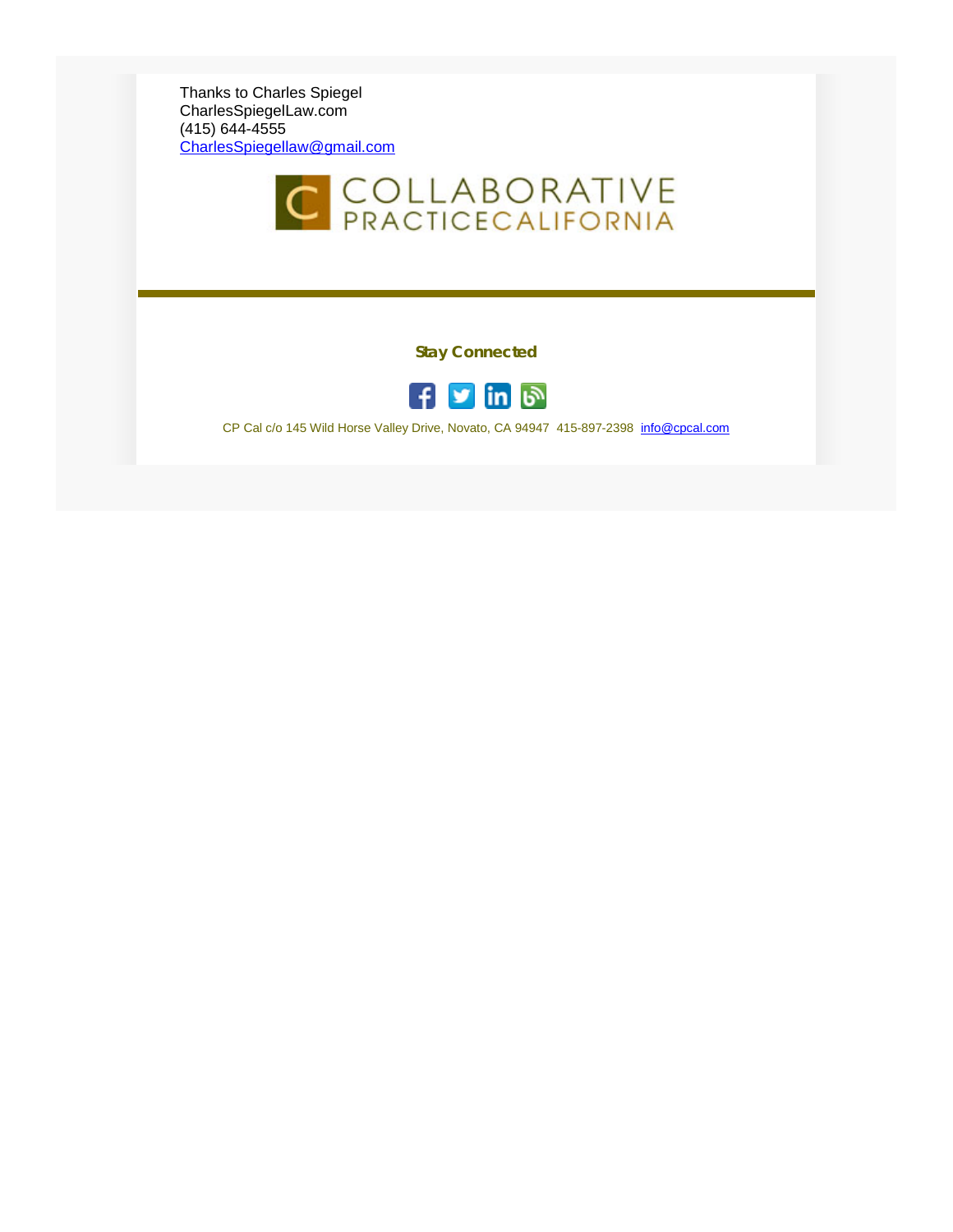Thanks to Charles Spiegel
CharlesSpiegelLaw.com
(415) 644-4555
CharlesSpiegellaw@gmail.com

COLLABORATIVE PRACTICECALIFORNIA

**Stay Connected**

CP Cal c/o 145 Wild Horse Valley Drive, Novato, CA 94947 415-897-2398 info@cpcal.com